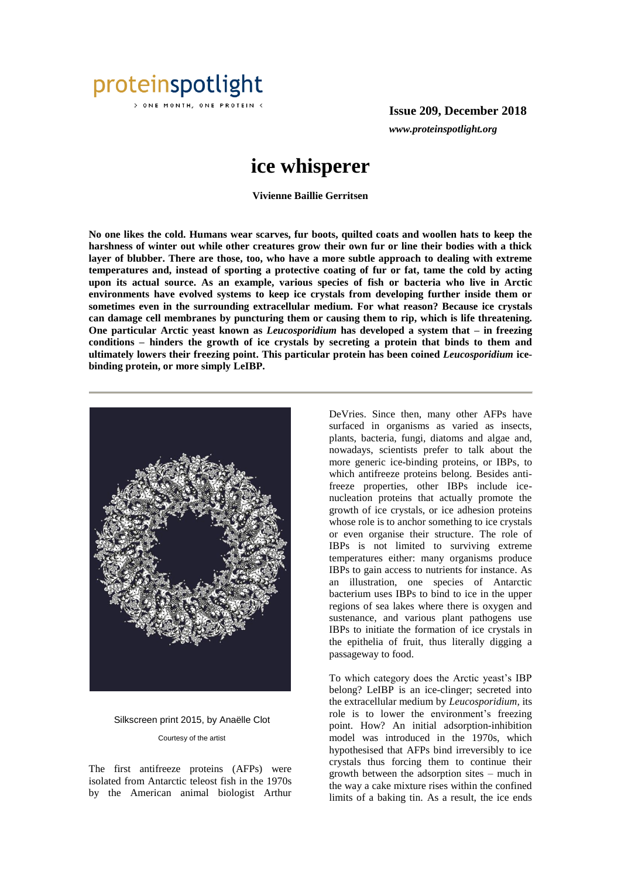proteinspotlight

> ONE MONTH, ONE PROTEIN <

**Issue 209, December 2018**

***www.proteinspotlight.org***

# ice whisperer

**Vivienne Baillie Gerritsen**

**No one likes the cold. Humans wear scarves, fur boots, quilted coats and woollen hats to keep the harshness of winter out while other creatures grow their own fur or line their bodies with a thick layer of blubber. There are those, too, who have a more subtle approach to dealing with extreme temperatures and, instead of sporting a protective coating of fur or fat, tame the cold by acting upon its actual source. As an example, various species of fish or bacteria who live in Arctic environments have evolved systems to keep ice crystals from developing further inside them or sometimes even in the surrounding extracellular medium. For what reason? Because ice crystals can damage cell membranes by puncturing them or causing them to rip, which is life threatening. One particular Arctic yeast known as *Leucosporidium* has developed a system that – in freezing conditions – hinders the growth of ice crystals by secreting a protein that binds to them and ultimately lowers their freezing point. This particular protein has been coined *Leucosporidium* ice-binding protein, or more simply LeIBP.**

---

Silkscreen print 2015, by Anaëlle Clot

Courtesy of the artist

The first antifreeze proteins (AFPs) were isolated from Antarctic teleost fish in the 1970s by the American animal biologist Arthur DeVries. Since then, many other AFPs have surfaced in organisms as varied as insects, plants, bacteria, fungi, diatoms and algae and, nowadays, scientists prefer to talk about the more generic ice-binding proteins, or IBPs, to which antifreeze proteins belong. Besides anti-freeze properties, other IBPs include ice-nucleation proteins that actually promote the growth of ice crystals, or ice adhesion proteins whose role is to anchor something to ice crystals or even organise their structure. The role of IBPs is not limited to surviving extreme temperatures either: many organisms produce IBPs to gain access to nutrients for instance. As an illustration, one species of Antarctic bacterium uses IBPs to bind to ice in the upper regions of sea lakes where there is oxygen and sustenance, and various plant pathogens use IBPs to initiate the formation of ice crystals in the epithelia of fruit, thus literally digging a passageway to food.

To which category does the Arctic yeast's IBP belong? LeIBP is an ice-clinger; secreted into the extracellular medium by *Leucosporidium*, its role is to lower the environment's freezing point. How? An initial adsorption-inhibition model was introduced in the 1970s, which hypothesised that AFPs bind irreversibly to ice crystals thus forcing them to continue their growth between the adsorption sites – much in the way a cake mixture rises within the confined limits of a baking tin. As a result, the ice ends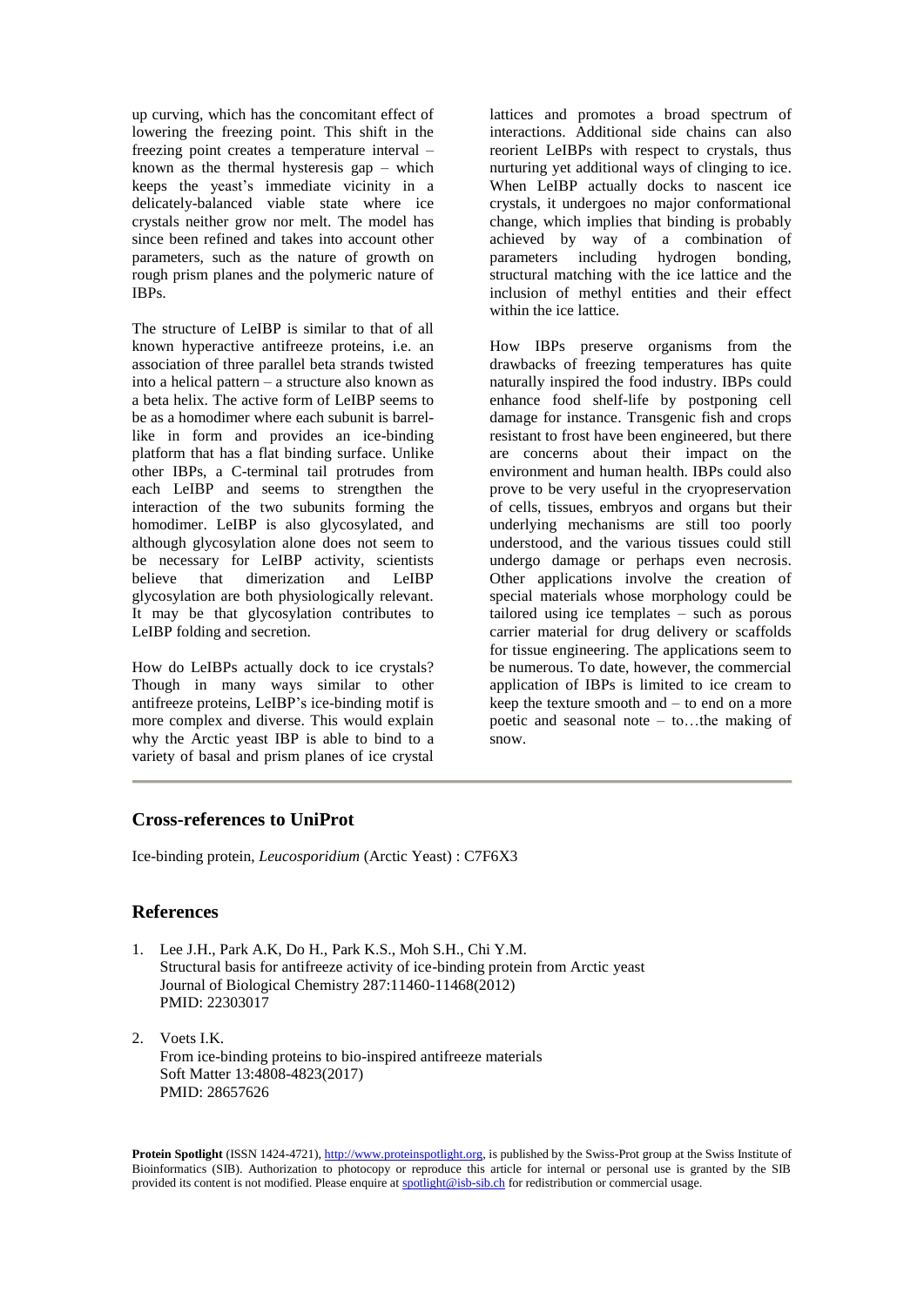up curving, which has the concomitant effect of lowering the freezing point. This shift in the freezing point creates a temperature interval – known as the thermal hysteresis gap – which keeps the yeast's immediate vicinity in a delicately-balanced viable state where ice crystals neither grow nor melt. The model has since been refined and takes into account other parameters, such as the nature of growth on rough prism planes and the polymeric nature of IBPs.

The structure of LeIBP is similar to that of all known hyperactive antifreeze proteins, i.e. an association of three parallel beta strands twisted into a helical pattern – a structure also known as a beta helix. The active form of LeIBP seems to be as a homodimer where each subunit is barrel-like in form and provides an ice-binding platform that has a flat binding surface. Unlike other IBPs, a C-terminal tail protrudes from each LeIBP and seems to strengthen the interaction of the two subunits forming the homodimer. LeIBP is also glycosylated, and although glycosylation alone does not seem to be necessary for LeIBP activity, scientists believe that dimerization and LeIBP glycosylation are both physiologically relevant. It may be that glycosylation contributes to LeIBP folding and secretion.

How do LeIBPs actually dock to ice crystals? Though in many ways similar to other antifreeze proteins, LeIBP's ice-binding motif is more complex and diverse. This would explain why the Arctic yeast IBP is able to bind to a variety of basal and prism planes of ice crystal lattices and promotes a broad spectrum of interactions. Additional side chains can also reorient LeIBPs with respect to crystals, thus nurturing yet additional ways of clinging to ice. When LeIBP actually docks to nascent ice crystals, it undergoes no major conformational change, which implies that binding is probably achieved by way of a combination of parameters including hydrogen bonding, structural matching with the ice lattice and the inclusion of methyl entities and their effect within the ice lattice.

How IBPs preserve organisms from the drawbacks of freezing temperatures has quite naturally inspired the food industry. IBPs could enhance food shelf-life by postponing cell damage for instance. Transgenic fish and crops resistant to frost have been engineered, but there are concerns about their impact on the environment and human health. IBPs could also prove to be very useful in the cryopreservation of cells, tissues, embryos and organs but their underlying mechanisms are still too poorly understood, and the various tissues could still undergo damage or perhaps even necrosis. Other applications involve the creation of special materials whose morphology could be tailored using ice templates – such as porous carrier material for drug delivery or scaffolds for tissue engineering. The applications seem to be numerous. To date, however, the commercial application of IBPs is limited to ice cream to keep the texture smooth and – to end on a more poetic and seasonal note – to…the making of snow.

## Cross-references to UniProt

Ice-binding protein, *Leucosporidium* (Arctic Yeast) : C7F6X3

## References

1. Lee J.H., Park A.K, Do H., Park K.S., Moh S.H., Chi Y.M.
   Structural basis for antifreeze activity of ice-binding protein from Arctic yeast
   Journal of Biological Chemistry 287:11460-11468(2012)
   PMID: 22303017

2. Voets I.K.
   From ice-binding proteins to bio-inspired antifreeze materials
   Soft Matter 13:4808-4823(2017)
   PMID: 28657626

**Protein Spotlight** (ISSN 1424-4721), http://www.proteinspotlight.org, is published by the Swiss-Prot group at the Swiss Institute of Bioinformatics (SIB). Authorization to photocopy or reproduce this article for internal or personal use is granted by the SIB provided its content is not modified. Please enquire at spotlight@isb-sib.ch for redistribution or commercial usage.